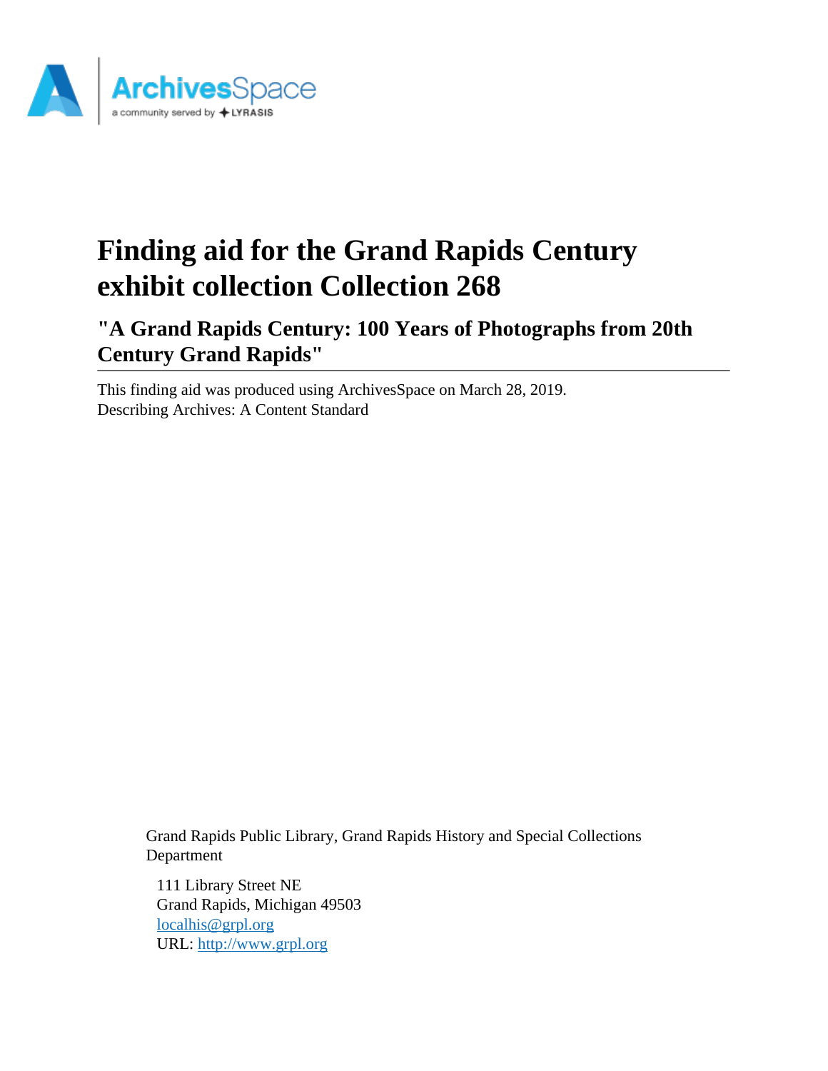# Finding aid for the Grand Rapids Century exhibit collection Collection 268

## "A Grand Rapids Century: 100 Years of Photographs from 20th Century Grand Rapids"

This finding aid was produced using ArchivesSpace on March 28, 2019.
Describing Archives: A Content Standard

Grand Rapids Public Library, Grand Rapids History and Special Collections Department

111 Library Street NE
Grand Rapids, Michigan 49503
localhis@grpl.org
URL: http://www.grpl.org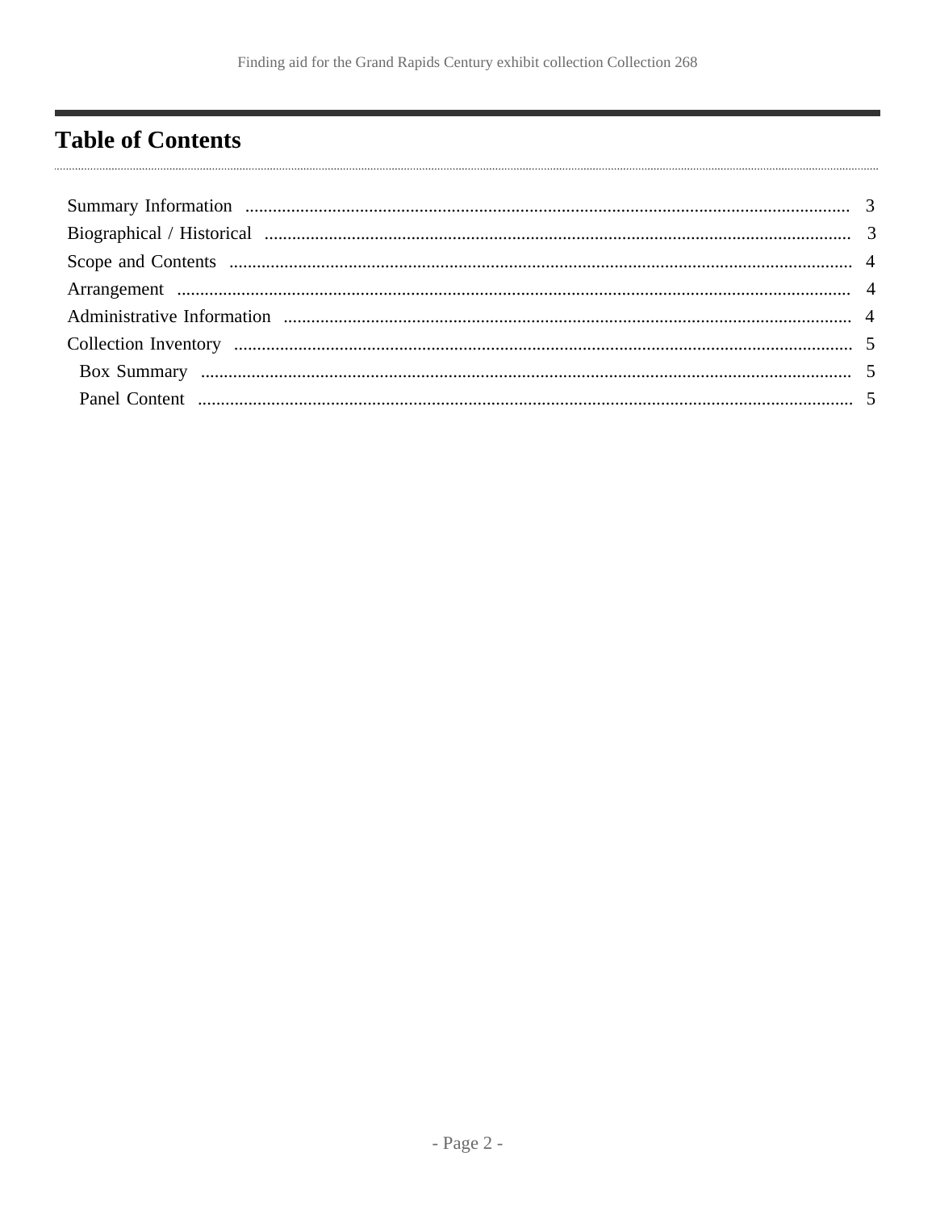# Table of Contents

- Summary Information ..... 3
- Biographical / Historical ..... 3
- Scope and Contents ..... 4
- Arrangement ..... 4
- Administrative Information ..... 4
- Collection Inventory ..... 5
  - Box Summary ..... 5
  - Panel Content ..... 5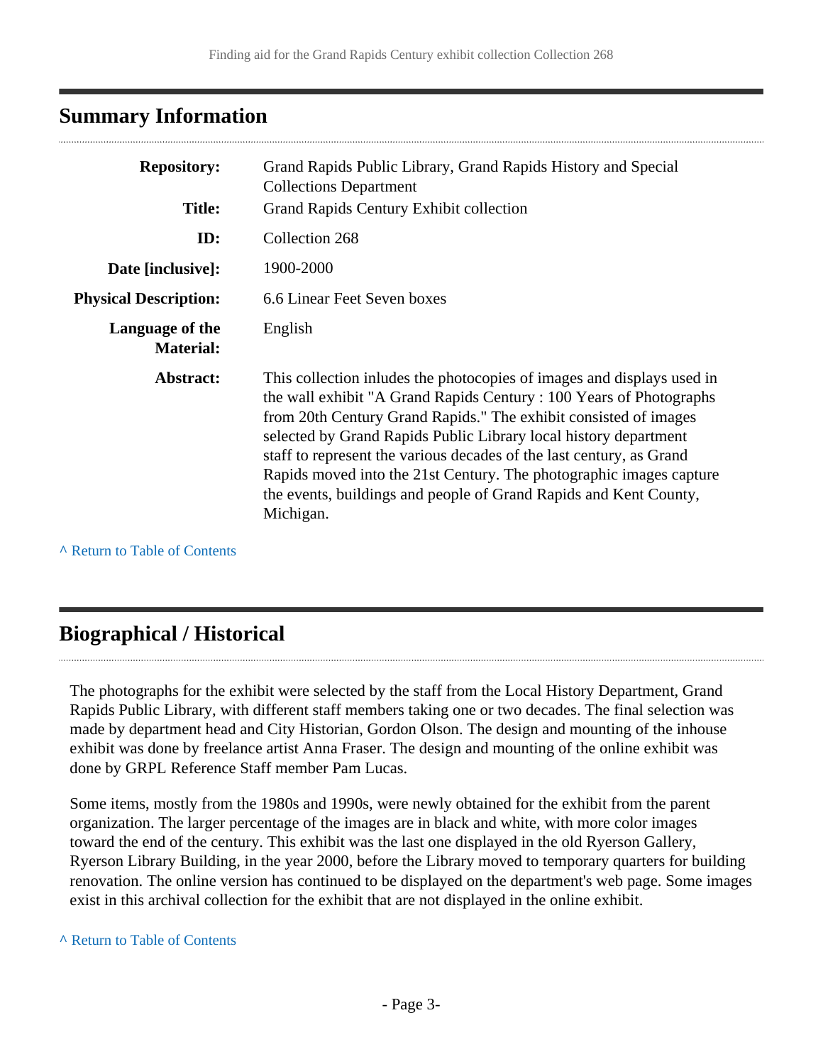## Summary Information

| | |
|---|---|
| **Repository:** | Grand Rapids Public Library, Grand Rapids History and Special Collections Department |
| **Title:** | Grand Rapids Century Exhibit collection |
| **ID:** | Collection 268 |
| **Date [inclusive]:** | 1900-2000 |
| **Physical Description:** | 6.6 Linear Feet Seven boxes |
| **Language of the Material:** | English |
| **Abstract:** | This collection inludes the photocopies of images and displays used in the wall exhibit "A Grand Rapids Century : 100 Years of Photographs from 20th Century Grand Rapids." The exhibit consisted of images selected by Grand Rapids Public Library local history department staff to represent the various decades of the last century, as Grand Rapids moved into the 21st Century. The photographic images capture the events, buildings and people of Grand Rapids and Kent County, Michigan. |

^ Return to Table of Contents

## Biographical / Historical

The photographs for the exhibit were selected by the staff from the Local History Department, Grand Rapids Public Library, with different staff members taking one or two decades. The final selection was made by department head and City Historian, Gordon Olson. The design and mounting of the inhouse exhibit was done by freelance artist Anna Fraser. The design and mounting of the online exhibit was done by GRPL Reference Staff member Pam Lucas.

Some items, mostly from the 1980s and 1990s, were newly obtained for the exhibit from the parent organization. The larger percentage of the images are in black and white, with more color images toward the end of the century. This exhibit was the last one displayed in the old Ryerson Gallery, Ryerson Library Building, in the year 2000, before the Library moved to temporary quarters for building renovation. The online version has continued to be displayed on the department's web page. Some images exist in this archival collection for the exhibit that are not displayed in the online exhibit.

^ Return to Table of Contents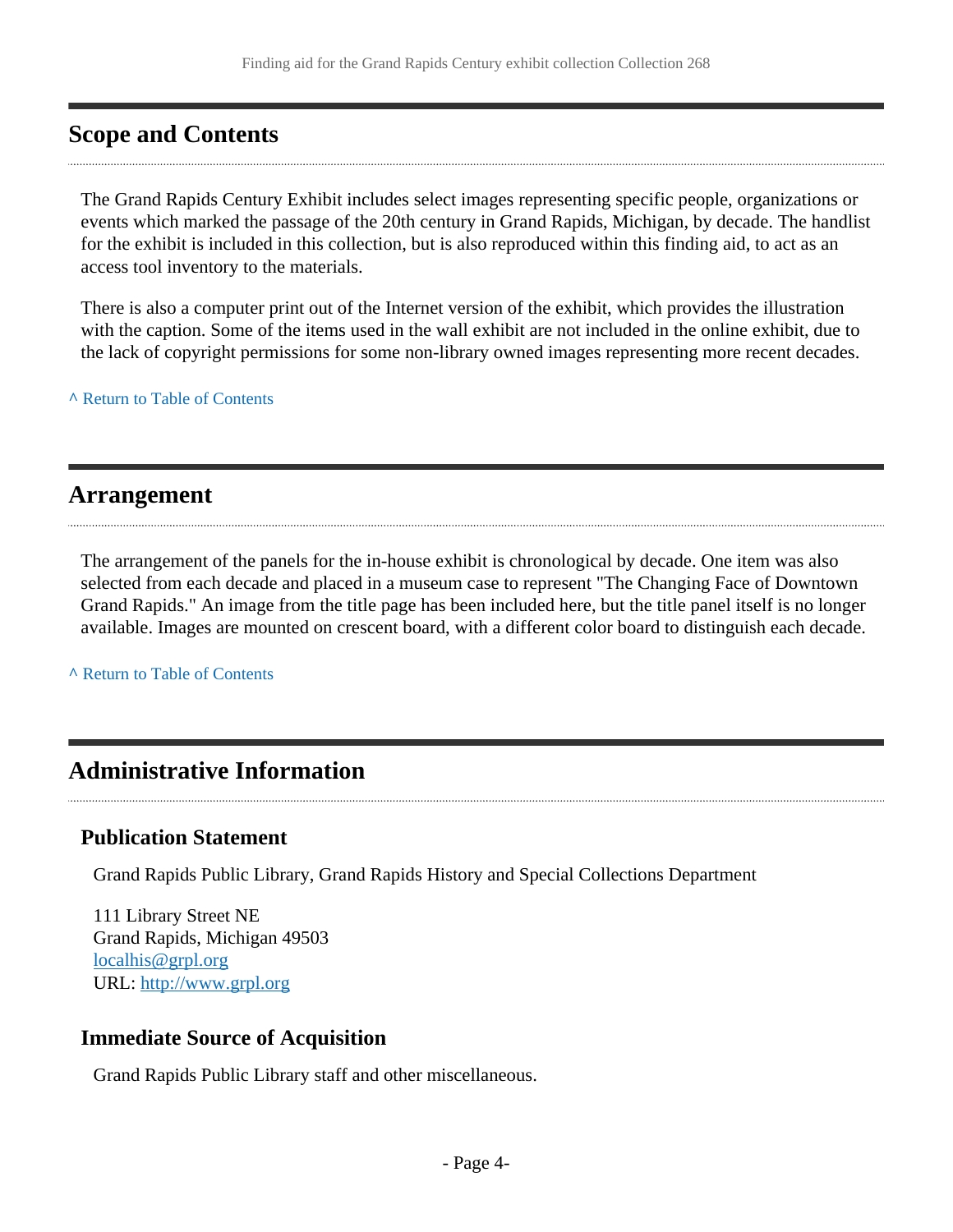## Scope and Contents

The Grand Rapids Century Exhibit includes select images representing specific people, organizations or events which marked the passage of the 20th century in Grand Rapids, Michigan, by decade. The handlist for the exhibit is included in this collection, but is also reproduced within this finding aid, to act as an access tool inventory to the materials.

There is also a computer print out of the Internet version of the exhibit, which provides the illustration with the caption. Some of the items used in the wall exhibit are not included in the online exhibit, due to the lack of copyright permissions for some non-library owned images representing more recent decades.

^ Return to Table of Contents

## Arrangement

The arrangement of the panels for the in-house exhibit is chronological by decade. One item was also selected from each decade and placed in a museum case to represent "The Changing Face of Downtown Grand Rapids." An image from the title page has been included here, but the title panel itself is no longer available. Images are mounted on crescent board, with a different color board to distinguish each decade.

^ Return to Table of Contents

## Administrative Information

### Publication Statement

Grand Rapids Public Library, Grand Rapids History and Special Collections Department

111 Library Street NE
Grand Rapids, Michigan 49503
localhis@grpl.org
URL: http://www.grpl.org

### Immediate Source of Acquisition

Grand Rapids Public Library staff and other miscellaneous.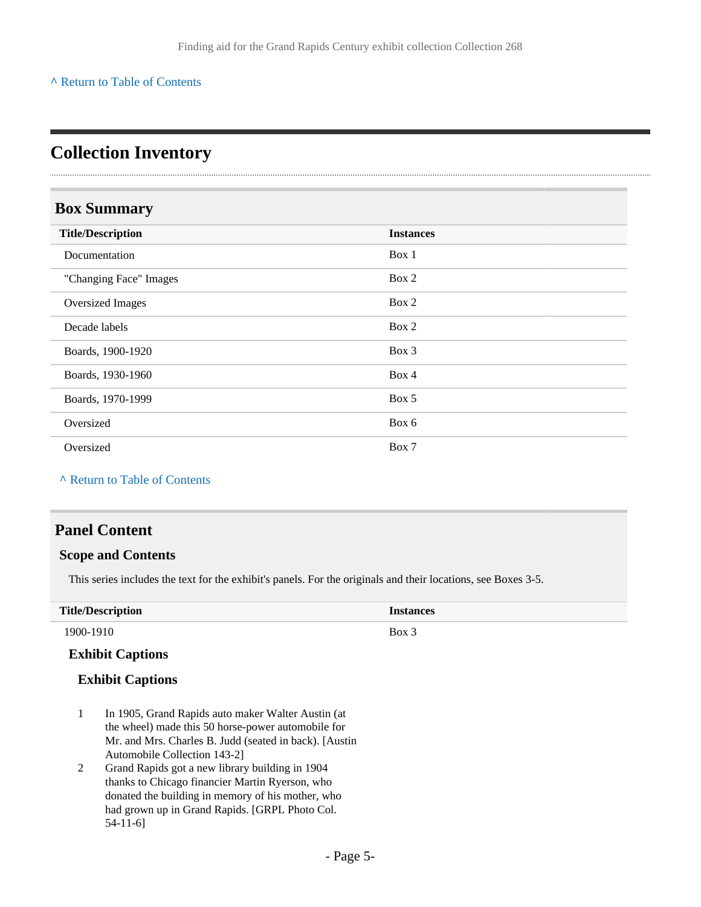^ Return to Table of Contents

# Collection Inventory

## Box Summary

| Title/Description | Instances |
|---|---|
| Documentation | Box 1 |
| "Changing Face" Images | Box 2 |
| Oversized Images | Box 2 |
| Decade labels | Box 2 |
| Boards, 1900-1920 | Box 3 |
| Boards, 1930-1960 | Box 4 |
| Boards, 1970-1999 | Box 5 |
| Oversized | Box 6 |
| Oversized | Box 7 |

^ Return to Table of Contents

## Panel Content

### Scope and Contents

This series includes the text for the exhibit's panels. For the originals and their locations, see Boxes 3-5.

| Title/Description | Instances |
|---|---|
| 1900-1910 | Box 3 |

#### Exhibit Captions

##### Exhibit Captions

1. In 1905, Grand Rapids auto maker Walter Austin (at the wheel) made this 50 horse-power automobile for Mr. and Mrs. Charles B. Judd (seated in back). [Austin Automobile Collection 143-2]
2. Grand Rapids got a new library building in 1904 thanks to Chicago financier Martin Ryerson, who donated the building in memory of his mother, who had grown up in Grand Rapids. [GRPL Photo Col. 54-11-6]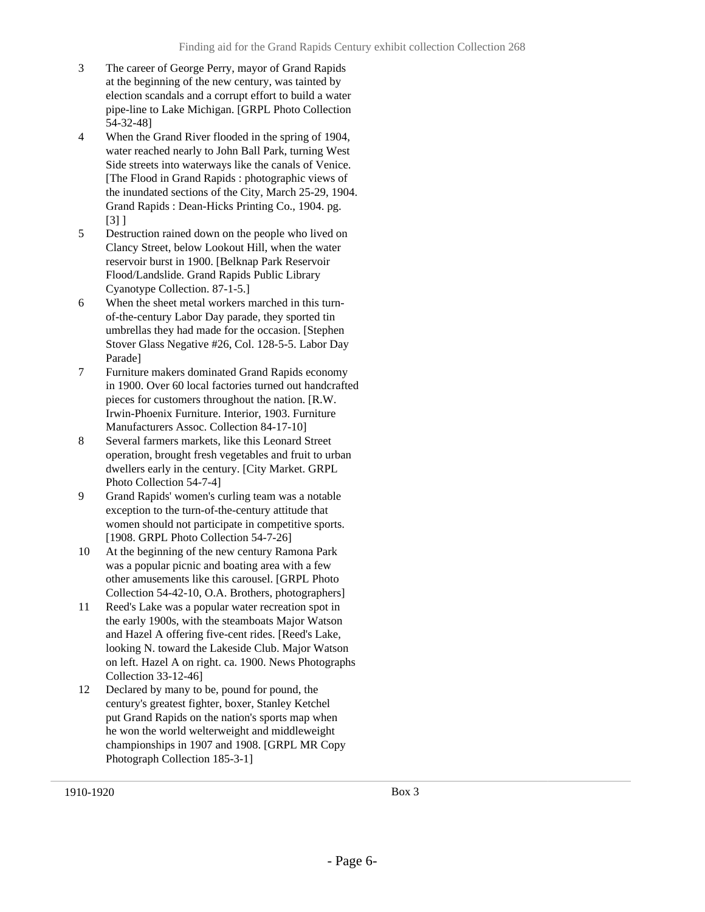3 The career of George Perry, mayor of Grand Rapids at the beginning of the new century, was tainted by election scandals and a corrupt effort to build a water pipe-line to Lake Michigan. [GRPL Photo Collection 54-32-48]

4 When the Grand River flooded in the spring of 1904, water reached nearly to John Ball Park, turning West Side streets into waterways like the canals of Venice. [The Flood in Grand Rapids : photographic views of the inundated sections of the City, March 25-29, 1904. Grand Rapids : Dean-Hicks Printing Co., 1904. pg. [3] ]

5 Destruction rained down on the people who lived on Clancy Street, below Lookout Hill, when the water reservoir burst in 1900. [Belknap Park Reservoir Flood/Landslide. Grand Rapids Public Library Cyanotype Collection. 87-1-5.]

6 When the sheet metal workers marched in this turn-of-the-century Labor Day parade, they sported tin umbrellas they had made for the occasion. [Stephen Stover Glass Negative #26, Col. 128-5-5. Labor Day Parade]

7 Furniture makers dominated Grand Rapids economy in 1900. Over 60 local factories turned out handcrafted pieces for customers throughout the nation. [R.W. Irwin-Phoenix Furniture. Interior, 1903. Furniture Manufacturers Assoc. Collection 84-17-10]

8 Several farmers markets, like this Leonard Street operation, brought fresh vegetables and fruit to urban dwellers early in the century. [City Market. GRPL Photo Collection 54-7-4]

9 Grand Rapids' women's curling team was a notable exception to the turn-of-the-century attitude that women should not participate in competitive sports. [1908. GRPL Photo Collection 54-7-26]

10 At the beginning of the new century Ramona Park was a popular picnic and boating area with a few other amusements like this carousel. [GRPL Photo Collection 54-42-10, O.A. Brothers, photographers]

11 Reed's Lake was a popular water recreation spot in the early 1900s, with the steamboats Major Watson and Hazel A offering five-cent rides. [Reed's Lake, looking N. toward the Lakeside Club. Major Watson on left. Hazel A on right. ca. 1900. News Photographs Collection 33-12-46]

12 Declared by many to be, pound for pound, the century's greatest fighter, boxer, Stanley Ketchel put Grand Rapids on the nation's sports map when he won the world welterweight and middleweight championships in 1907 and 1908. [GRPL MR Copy Photograph Collection 185-3-1]

---

1910-1920 Box 3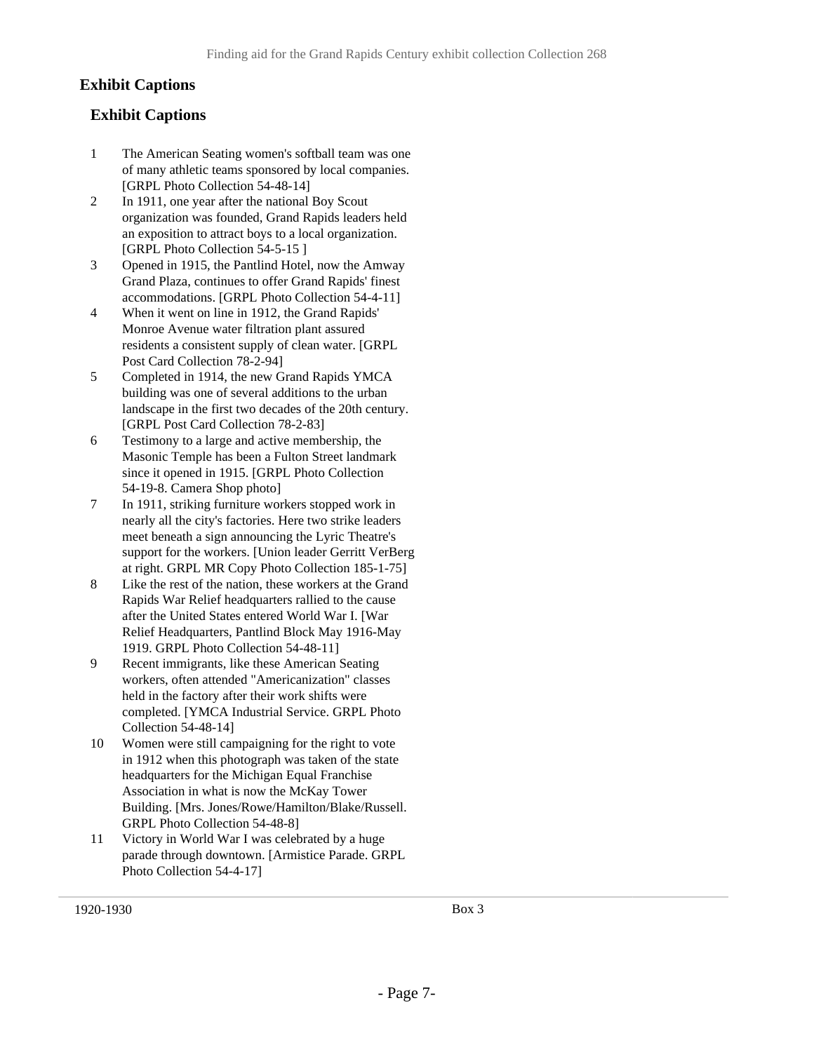## Exhibit Captions

### Exhibit Captions

1. The American Seating women's softball team was one of many athletic teams sponsored by local companies. [GRPL Photo Collection 54-48-14]
2. In 1911, one year after the national Boy Scout organization was founded, Grand Rapids leaders held an exposition to attract boys to a local organization. [GRPL Photo Collection 54-5-15 ]
3. Opened in 1915, the Pantlind Hotel, now the Amway Grand Plaza, continues to offer Grand Rapids' finest accommodations. [GRPL Photo Collection 54-4-11]
4. When it went on line in 1912, the Grand Rapids' Monroe Avenue water filtration plant assured residents a consistent supply of clean water. [GRPL Post Card Collection 78-2-94]
5. Completed in 1914, the new Grand Rapids YMCA building was one of several additions to the urban landscape in the first two decades of the 20th century. [GRPL Post Card Collection 78-2-83]
6. Testimony to a large and active membership, the Masonic Temple has been a Fulton Street landmark since it opened in 1915. [GRPL Photo Collection 54-19-8. Camera Shop photo]
7. In 1911, striking furniture workers stopped work in nearly all the city's factories. Here two strike leaders meet beneath a sign announcing the Lyric Theatre's support for the workers. [Union leader Gerritt VerBerg at right. GRPL MR Copy Photo Collection 185-1-75]
8. Like the rest of the nation, these workers at the Grand Rapids War Relief headquarters rallied to the cause after the United States entered World War I. [War Relief Headquarters, Pantlind Block May 1916-May 1919. GRPL Photo Collection 54-48-11]
9. Recent immigrants, like these American Seating workers, often attended "Americanization" classes held in the factory after their work shifts were completed. [YMCA Industrial Service. GRPL Photo Collection 54-48-14]
10. Women were still campaigning for the right to vote in 1912 when this photograph was taken of the state headquarters for the Michigan Equal Franchise Association in what is now the McKay Tower Building. [Mrs. Jones/Rowe/Hamilton/Blake/Russell. GRPL Photo Collection 54-48-8]
11. Victory in World War I was celebrated by a huge parade through downtown. [Armistice Parade. GRPL Photo Collection 54-4-17]

---

1920-1930 Box 3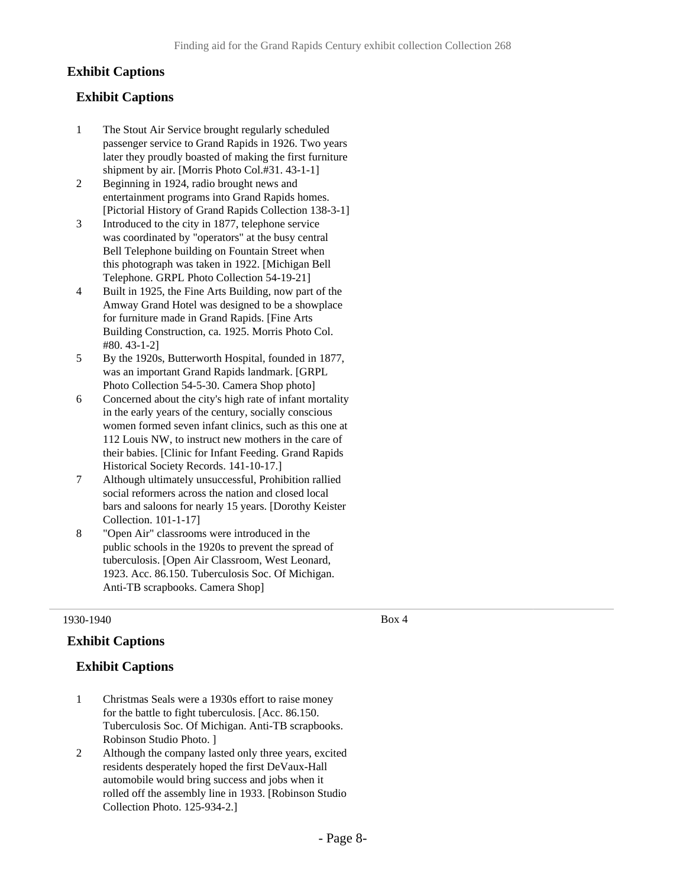### Exhibit Captions

#### Exhibit Captions

1. The Stout Air Service brought regularly scheduled passenger service to Grand Rapids in 1926. Two years later they proudly boasted of making the first furniture shipment by air. [Morris Photo Col.#31. 43-1-1]
2. Beginning in 1924, radio brought news and entertainment programs into Grand Rapids homes. [Pictorial History of Grand Rapids Collection 138-3-1]
3. Introduced to the city in 1877, telephone service was coordinated by "operators" at the busy central Bell Telephone building on Fountain Street when this photograph was taken in 1922. [Michigan Bell Telephone. GRPL Photo Collection 54-19-21]
4. Built in 1925, the Fine Arts Building, now part of the Amway Grand Hotel was designed to be a showplace for furniture made in Grand Rapids. [Fine Arts Building Construction, ca. 1925. Morris Photo Col. #80. 43-1-2]
5. By the 1920s, Butterworth Hospital, founded in 1877, was an important Grand Rapids landmark. [GRPL Photo Collection 54-5-30. Camera Shop photo]
6. Concerned about the city's high rate of infant mortality in the early years of the century, socially conscious women formed seven infant clinics, such as this one at 112 Louis NW, to instruct new mothers in the care of their babies. [Clinic for Infant Feeding. Grand Rapids Historical Society Records. 141-10-17.]
7. Although ultimately unsuccessful, Prohibition rallied social reformers across the nation and closed local bars and saloons for nearly 15 years. [Dorothy Keister Collection. 101-1-17]
8. "Open Air" classrooms were introduced in the public schools in the 1920s to prevent the spread of tuberculosis. [Open Air Classroom, West Leonard, 1923. Acc. 86.150. Tuberculosis Soc. Of Michigan. Anti-TB scrapbooks. Camera Shop]

---

1930-1940 | Box 4

### Exhibit Captions

#### Exhibit Captions

1. Christmas Seals were a 1930s effort to raise money for the battle to fight tuberculosis. [Acc. 86.150. Tuberculosis Soc. Of Michigan. Anti-TB scrapbooks. Robinson Studio Photo. ]
2. Although the company lasted only three years, excited residents desperately hoped the first DeVaux-Hall automobile would bring success and jobs when it rolled off the assembly line in 1933. [Robinson Studio Collection Photo. 125-934-2.]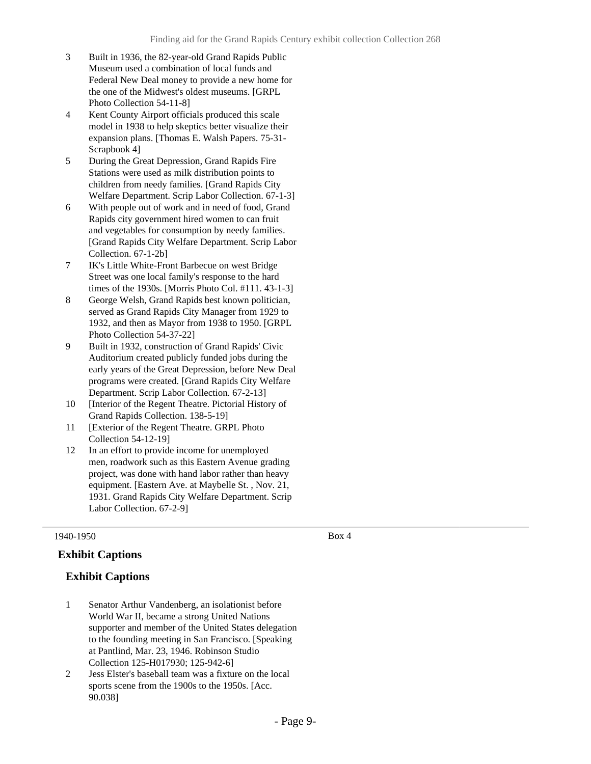3 Built in 1936, the 82-year-old Grand Rapids Public Museum used a combination of local funds and Federal New Deal money to provide a new home for the one of the Midwest's oldest museums. [GRPL Photo Collection 54-11-8]

4 Kent County Airport officials produced this scale model in 1938 to help skeptics better visualize their expansion plans. [Thomas E. Walsh Papers. 75-31-Scrapbook 4]

5 During the Great Depression, Grand Rapids Fire Stations were used as milk distribution points to children from needy families. [Grand Rapids City Welfare Department. Scrip Labor Collection. 67-1-3]

6 With people out of work and in need of food, Grand Rapids city government hired women to can fruit and vegetables for consumption by needy families. [Grand Rapids City Welfare Department. Scrip Labor Collection. 67-1-2b]

7 IK's Little White-Front Barbecue on west Bridge Street was one local family's response to the hard times of the 1930s. [Morris Photo Col. #111. 43-1-3]

8 George Welsh, Grand Rapids best known politician, served as Grand Rapids City Manager from 1929 to 1932, and then as Mayor from 1938 to 1950. [GRPL Photo Collection 54-37-22]

9 Built in 1932, construction of Grand Rapids' Civic Auditorium created publicly funded jobs during the early years of the Great Depression, before New Deal programs were created. [Grand Rapids City Welfare Department. Scrip Labor Collection. 67-2-13]

10 [Interior of the Regent Theatre. Pictorial History of Grand Rapids Collection. 138-5-19]

11 [Exterior of the Regent Theatre. GRPL Photo Collection 54-12-19]

12 In an effort to provide income for unemployed men, roadwork such as this Eastern Avenue grading project, was done with hand labor rather than heavy equipment. [Eastern Ave. at Maybelle St. , Nov. 21, 1931. Grand Rapids City Welfare Department. Scrip Labor Collection. 67-2-9]

---

1940-1950 Box 4

## Exhibit Captions

### Exhibit Captions

1 Senator Arthur Vandenberg, an isolationist before World War II, became a strong United Nations supporter and member of the United States delegation to the founding meeting in San Francisco. [Speaking at Pantlind, Mar. 23, 1946. Robinson Studio Collection 125-H017930; 125-942-6]

2 Jess Elster's baseball team was a fixture on the local sports scene from the 1900s to the 1950s. [Acc. 90.038]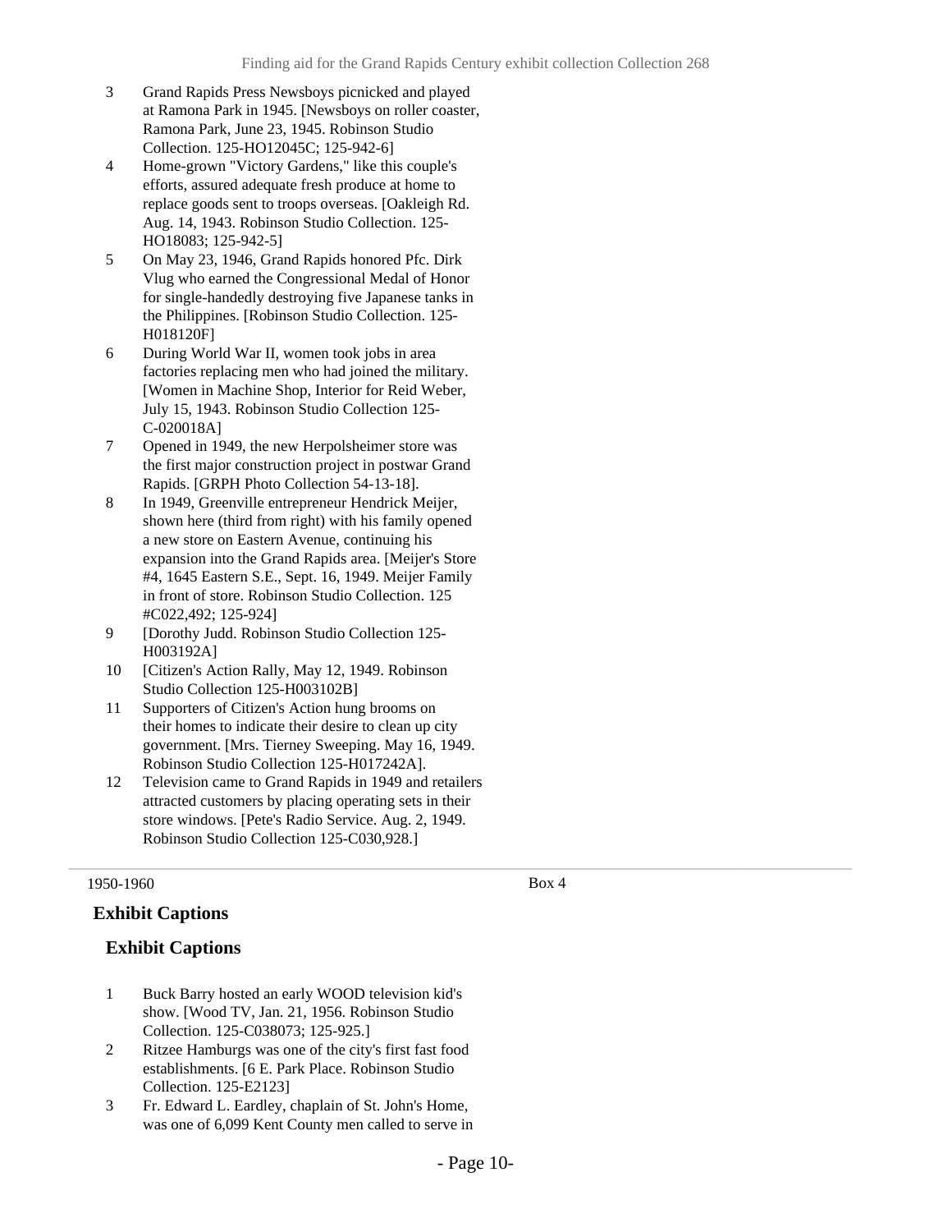3 Grand Rapids Press Newsboys picnicked and played at Ramona Park in 1945. [Newsboys on roller coaster, Ramona Park, June 23, 1945. Robinson Studio Collection. 125-HO12045C; 125-942-6]

4 Home-grown "Victory Gardens," like this couple's efforts, assured adequate fresh produce at home to replace goods sent to troops overseas. [Oakleigh Rd. Aug. 14, 1943. Robinson Studio Collection. 125-HO18083; 125-942-5]

5 On May 23, 1946, Grand Rapids honored Pfc. Dirk Vlug who earned the Congressional Medal of Honor for single-handedly destroying five Japanese tanks in the Philippines. [Robinson Studio Collection. 125-H018120F]

6 During World War II, women took jobs in area factories replacing men who had joined the military. [Women in Machine Shop, Interior for Reid Weber, July 15, 1943. Robinson Studio Collection 125-C-020018A]

7 Opened in 1949, the new Herpolsheimer store was the first major construction project in postwar Grand Rapids. [GRPH Photo Collection 54-13-18].

8 In 1949, Greenville entrepreneur Hendrick Meijer, shown here (third from right) with his family opened a new store on Eastern Avenue, continuing his expansion into the Grand Rapids area. [Meijer's Store #4, 1645 Eastern S.E., Sept. 16, 1949. Meijer Family in front of store. Robinson Studio Collection. 125 #C022,492; 125-924]

9 [Dorothy Judd. Robinson Studio Collection 125-H003192A]

10 [Citizen's Action Rally, May 12, 1949. Robinson Studio Collection 125-H003102B]

11 Supporters of Citizen's Action hung brooms on their homes to indicate their desire to clean up city government. [Mrs. Tierney Sweeping. May 16, 1949. Robinson Studio Collection 125-H017242A].

12 Television came to Grand Rapids in 1949 and retailers attracted customers by placing operating sets in their store windows. [Pete's Radio Service. Aug. 2, 1949. Robinson Studio Collection 125-C030,928.]

---

1950-1960 Box 4

### Exhibit Captions

#### Exhibit Captions

1 Buck Barry hosted an early WOOD television kid's show. [Wood TV, Jan. 21, 1956. Robinson Studio Collection. 125-C038073; 125-925.]

2 Ritzee Hamburgs was one of the city's first fast food establishments. [6 E. Park Place. Robinson Studio Collection. 125-E2123]

3 Fr. Edward L. Eardley, chaplain of St. John's Home, was one of 6,099 Kent County men called to serve in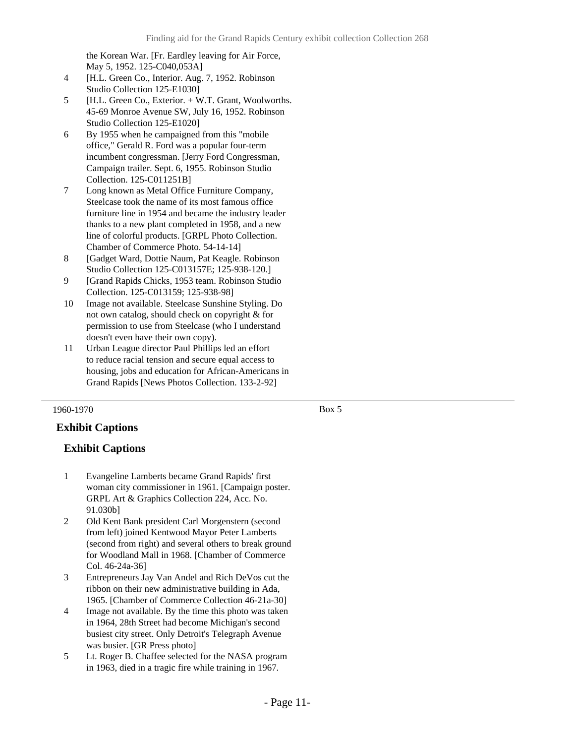the Korean War. [Fr. Eardley leaving for Air Force, May 5, 1952. 125-C040,053A]

4 [H.L. Green Co., Interior. Aug. 7, 1952. Robinson Studio Collection 125-E1030]

5 [H.L. Green Co., Exterior. + W.T. Grant, Woolworths. 45-69 Monroe Avenue SW, July 16, 1952. Robinson Studio Collection 125-E1020]

6 By 1955 when he campaigned from this "mobile office," Gerald R. Ford was a popular four-term incumbent congressman. [Jerry Ford Congressman, Campaign trailer. Sept. 6, 1955. Robinson Studio Collection. 125-C011251B]

7 Long known as Metal Office Furniture Company, Steelcase took the name of its most famous office furniture line in 1954 and became the industry leader thanks to a new plant completed in 1958, and a new line of colorful products. [GRPL Photo Collection. Chamber of Commerce Photo. 54-14-14]

8 [Gadget Ward, Dottie Naum, Pat Keagle. Robinson Studio Collection 125-C013157E; 125-938-120.]

9 [Grand Rapids Chicks, 1953 team. Robinson Studio Collection. 125-C013159; 125-938-98]

10 Image not available. Steelcase Sunshine Styling. Do not own catalog, should check on copyright & for permission to use from Steelcase (who I understand doesn't even have their own copy).

11 Urban League director Paul Phillips led an effort to reduce racial tension and secure equal access to housing, jobs and education for African-Americans in Grand Rapids [News Photos Collection. 133-2-92]

---

1960-1970 — Box 5

## Exhibit Captions

### Exhibit Captions

1 Evangeline Lamberts became Grand Rapids' first woman city commissioner in 1961. [Campaign poster. GRPL Art & Graphics Collection 224, Acc. No. 91.030b]

2 Old Kent Bank president Carl Morgenstern (second from left) joined Kentwood Mayor Peter Lamberts (second from right) and several others to break ground for Woodland Mall in 1968. [Chamber of Commerce Col. 46-24a-36]

3 Entrepreneurs Jay Van Andel and Rich DeVos cut the ribbon on their new administrative building in Ada, 1965. [Chamber of Commerce Collection 46-21a-30]

4 Image not available. By the time this photo was taken in 1964, 28th Street had become Michigan's second busiest city street. Only Detroit's Telegraph Avenue was busier. [GR Press photo]

5 Lt. Roger B. Chaffee selected for the NASA program in 1963, died in a tragic fire while training in 1967.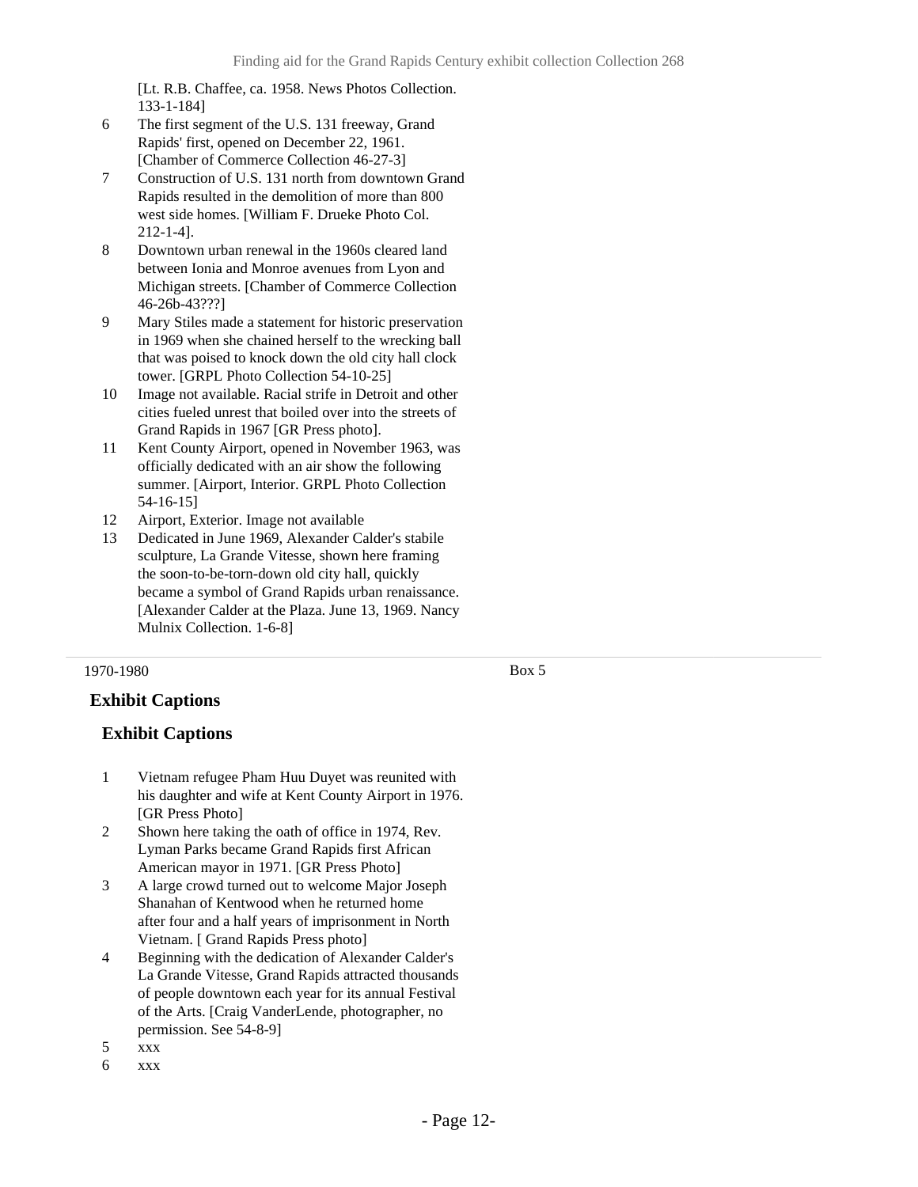[Lt. R.B. Chaffee, ca. 1958. News Photos Collection. 133-1-184]

6 The first segment of the U.S. 131 freeway, Grand Rapids' first, opened on December 22, 1961. [Chamber of Commerce Collection 46-27-3]

7 Construction of U.S. 131 north from downtown Grand Rapids resulted in the demolition of more than 800 west side homes. [William F. Drueke Photo Col. 212-1-4].

8 Downtown urban renewal in the 1960s cleared land between Ionia and Monroe avenues from Lyon and Michigan streets. [Chamber of Commerce Collection 46-26b-43???]

9 Mary Stiles made a statement for historic preservation in 1969 when she chained herself to the wrecking ball that was poised to knock down the old city hall clock tower. [GRPL Photo Collection 54-10-25]

10 Image not available. Racial strife in Detroit and other cities fueled unrest that boiled over into the streets of Grand Rapids in 1967 [GR Press photo].

11 Kent County Airport, opened in November 1963, was officially dedicated with an air show the following summer. [Airport, Interior. GRPL Photo Collection 54-16-15]

12 Airport, Exterior. Image not available

13 Dedicated in June 1969, Alexander Calder's stabile sculpture, La Grande Vitesse, shown here framing the soon-to-be-torn-down old city hall, quickly became a symbol of Grand Rapids urban renaissance. [Alexander Calder at the Plaza. June 13, 1969. Nancy Mulnix Collection. 1-6-8]

---

1970-1980 Box 5

## Exhibit Captions

### Exhibit Captions

1 Vietnam refugee Pham Huu Duyet was reunited with his daughter and wife at Kent County Airport in 1976. [GR Press Photo]

2 Shown here taking the oath of office in 1974, Rev. Lyman Parks became Grand Rapids first African American mayor in 1971. [GR Press Photo]

3 A large crowd turned out to welcome Major Joseph Shanahan of Kentwood when he returned home after four and a half years of imprisonment in North Vietnam. [ Grand Rapids Press photo]

4 Beginning with the dedication of Alexander Calder's La Grande Vitesse, Grand Rapids attracted thousands of people downtown each year for its annual Festival of the Arts. [Craig VanderLende, photographer, no permission. See 54-8-9]

5 xxx

6 xxx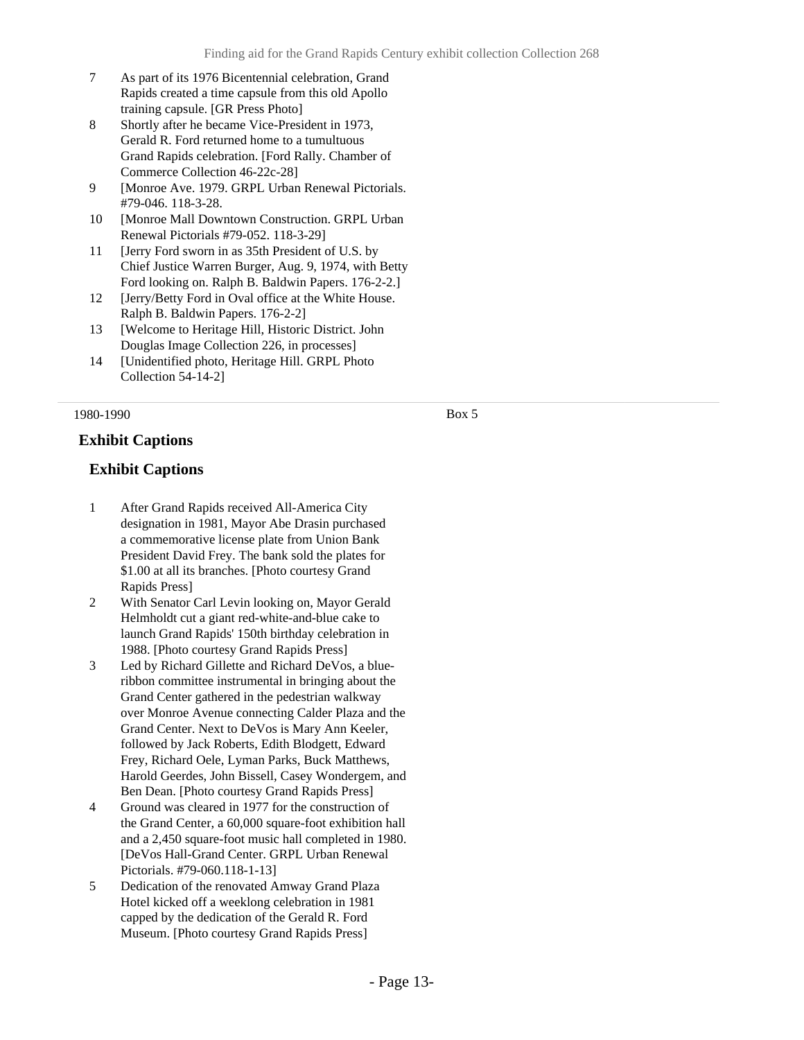7 As part of its 1976 Bicentennial celebration, Grand Rapids created a time capsule from this old Apollo training capsule. [GR Press Photo]

8 Shortly after he became Vice-President in 1973, Gerald R. Ford returned home to a tumultuous Grand Rapids celebration. [Ford Rally. Chamber of Commerce Collection 46-22c-28]

9 [Monroe Ave. 1979. GRPL Urban Renewal Pictorials. #79-046. 118-3-28.

10 [Monroe Mall Downtown Construction. GRPL Urban Renewal Pictorials #79-052. 118-3-29]

11 [Jerry Ford sworn in as 35th President of U.S. by Chief Justice Warren Burger, Aug. 9, 1974, with Betty Ford looking on. Ralph B. Baldwin Papers. 176-2-2.]

12 [Jerry/Betty Ford in Oval office at the White House. Ralph B. Baldwin Papers. 176-2-2]

13 [Welcome to Heritage Hill, Historic District. John Douglas Image Collection 226, in processes]

14 [Unidentified photo, Heritage Hill. GRPL Photo Collection 54-14-2]

---

1980-1990 Box 5

## Exhibit Captions

### Exhibit Captions

1 After Grand Rapids received All-America City designation in 1981, Mayor Abe Drasin purchased a commemorative license plate from Union Bank President David Frey. The bank sold the plates for $1.00 at all its branches. [Photo courtesy Grand Rapids Press]

2 With Senator Carl Levin looking on, Mayor Gerald Helmholdt cut a giant red-white-and-blue cake to launch Grand Rapids' 150th birthday celebration in 1988. [Photo courtesy Grand Rapids Press]

3 Led by Richard Gillette and Richard DeVos, a blue-ribbon committee instrumental in bringing about the Grand Center gathered in the pedestrian walkway over Monroe Avenue connecting Calder Plaza and the Grand Center. Next to DeVos is Mary Ann Keeler, followed by Jack Roberts, Edith Blodgett, Edward Frey, Richard Oele, Lyman Parks, Buck Matthews, Harold Geerdes, John Bissell, Casey Wondergem, and Ben Dean. [Photo courtesy Grand Rapids Press]

4 Ground was cleared in 1977 for the construction of the Grand Center, a 60,000 square-foot exhibition hall and a 2,450 square-foot music hall completed in 1980. [DeVos Hall-Grand Center. GRPL Urban Renewal Pictorials. #79-060.118-1-13]

5 Dedication of the renovated Amway Grand Plaza Hotel kicked off a weeklong celebration in 1981 capped by the dedication of the Gerald R. Ford Museum. [Photo courtesy Grand Rapids Press]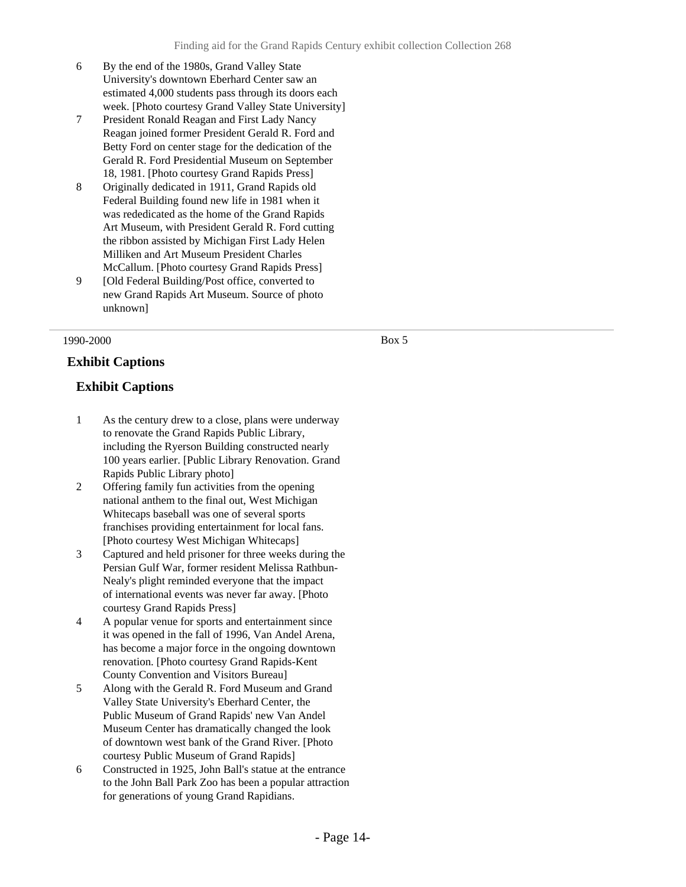6 By the end of the 1980s, Grand Valley State University's downtown Eberhard Center saw an estimated 4,000 students pass through its doors each week. [Photo courtesy Grand Valley State University]

7 President Ronald Reagan and First Lady Nancy Reagan joined former President Gerald R. Ford and Betty Ford on center stage for the dedication of the Gerald R. Ford Presidential Museum on September 18, 1981. [Photo courtesy Grand Rapids Press]

8 Originally dedicated in 1911, Grand Rapids old Federal Building found new life in 1981 when it was rededicated as the home of the Grand Rapids Art Museum, with President Gerald R. Ford cutting the ribbon assisted by Michigan First Lady Helen Milliken and Art Museum President Charles McCallum. [Photo courtesy Grand Rapids Press]

9 [Old Federal Building/Post office, converted to new Grand Rapids Art Museum. Source of photo unknown]

---

1990-2000 Box 5

### Exhibit Captions

#### Exhibit Captions

1 As the century drew to a close, plans were underway to renovate the Grand Rapids Public Library, including the Ryerson Building constructed nearly 100 years earlier. [Public Library Renovation. Grand Rapids Public Library photo]

2 Offering family fun activities from the opening national anthem to the final out, West Michigan Whitecaps baseball was one of several sports franchises providing entertainment for local fans. [Photo courtesy West Michigan Whitecaps]

3 Captured and held prisoner for three weeks during the Persian Gulf War, former resident Melissa Rathbun-Nealy's plight reminded everyone that the impact of international events was never far away. [Photo courtesy Grand Rapids Press]

4 A popular venue for sports and entertainment since it was opened in the fall of 1996, Van Andel Arena, has become a major force in the ongoing downtown renovation. [Photo courtesy Grand Rapids-Kent County Convention and Visitors Bureau]

5 Along with the Gerald R. Ford Museum and Grand Valley State University's Eberhard Center, the Public Museum of Grand Rapids' new Van Andel Museum Center has dramatically changed the look of downtown west bank of the Grand River. [Photo courtesy Public Museum of Grand Rapids]

6 Constructed in 1925, John Ball's statue at the entrance to the John Ball Park Zoo has been a popular attraction for generations of young Grand Rapidians.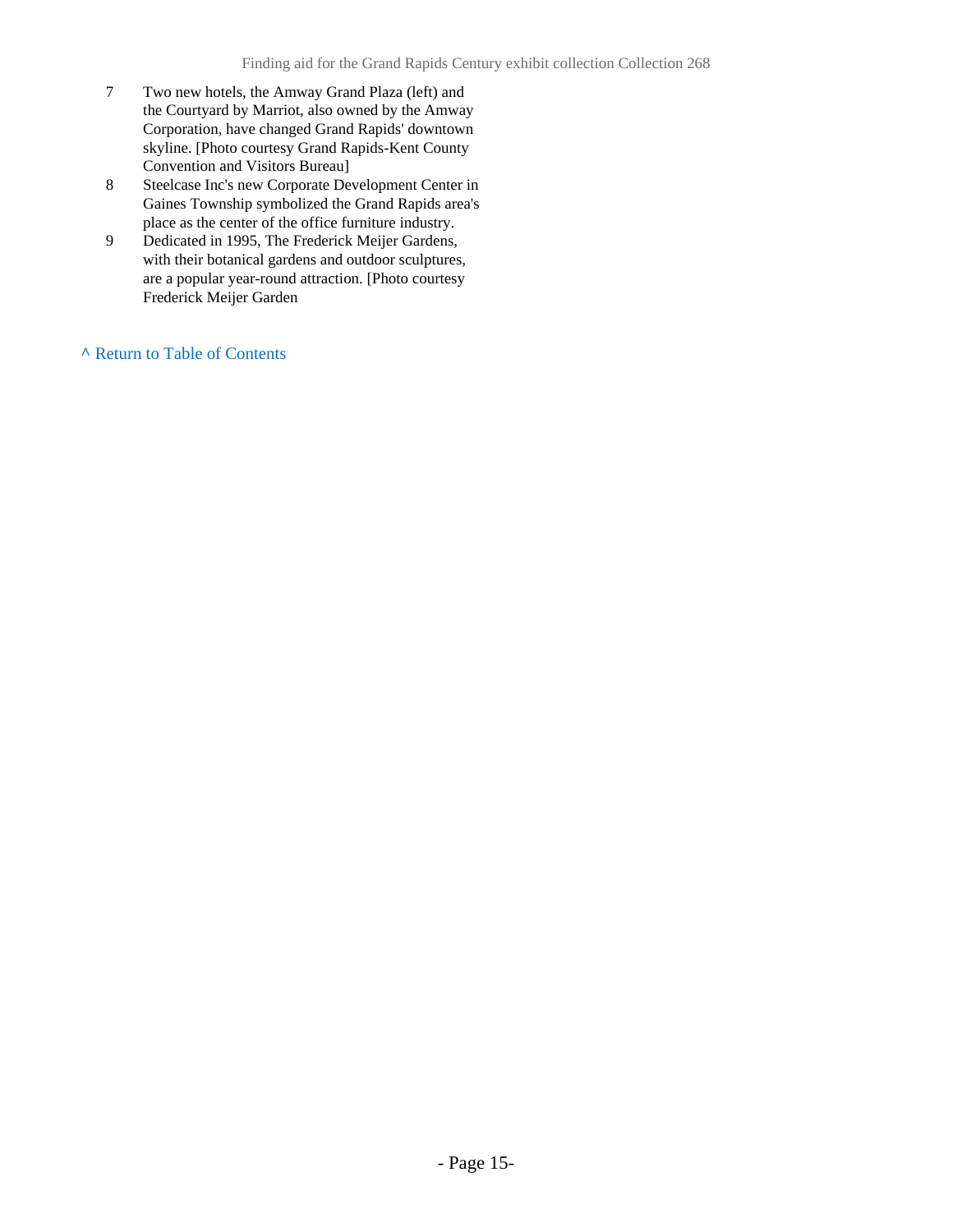7 Two new hotels, the Amway Grand Plaza (left) and the Courtyard by Marriot, also owned by the Amway Corporation, have changed Grand Rapids' downtown skyline. [Photo courtesy Grand Rapids-Kent County Convention and Visitors Bureau]

8 Steelcase Inc's new Corporate Development Center in Gaines Township symbolized the Grand Rapids area's place as the center of the office furniture industry.

9 Dedicated in 1995, The Frederick Meijer Gardens, with their botanical gardens and outdoor sculptures, are a popular year-round attraction. [Photo courtesy Frederick Meijer Garden

^ Return to Table of Contents